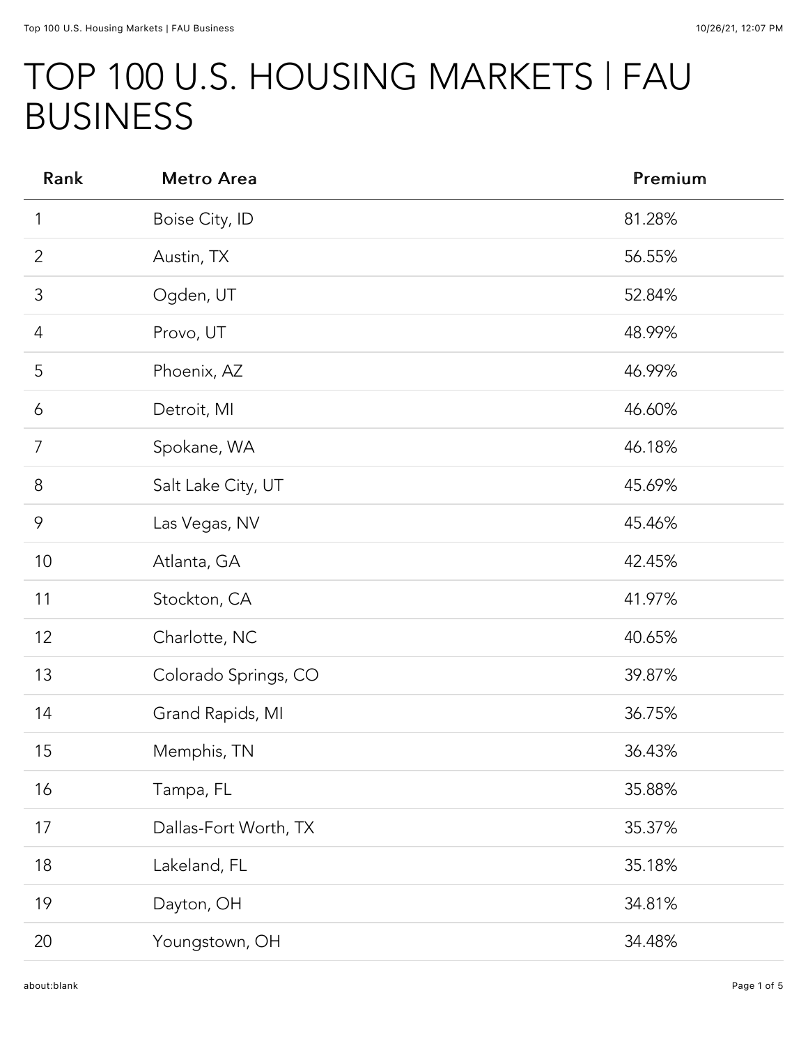# TOP 100 U.S. HOUSING MARKETS | FAU BUSINESS

| Rank | Metro Area | Premium |
|---|---|---|
| 1 | Boise City, ID | 81.28% |
| 2 | Austin, TX | 56.55% |
| 3 | Ogden, UT | 52.84% |
| 4 | Provo, UT | 48.99% |
| 5 | Phoenix, AZ | 46.99% |
| 6 | Detroit, MI | 46.60% |
| 7 | Spokane, WA | 46.18% |
| 8 | Salt Lake City, UT | 45.69% |
| 9 | Las Vegas, NV | 45.46% |
| 10 | Atlanta, GA | 42.45% |
| 11 | Stockton, CA | 41.97% |
| 12 | Charlotte, NC | 40.65% |
| 13 | Colorado Springs, CO | 39.87% |
| 14 | Grand Rapids, MI | 36.75% |
| 15 | Memphis, TN | 36.43% |
| 16 | Tampa, FL | 35.88% |
| 17 | Dallas-Fort Worth, TX | 35.37% |
| 18 | Lakeland, FL | 35.18% |
| 19 | Dayton, OH | 34.81% |
| 20 | Youngstown, OH | 34.48% |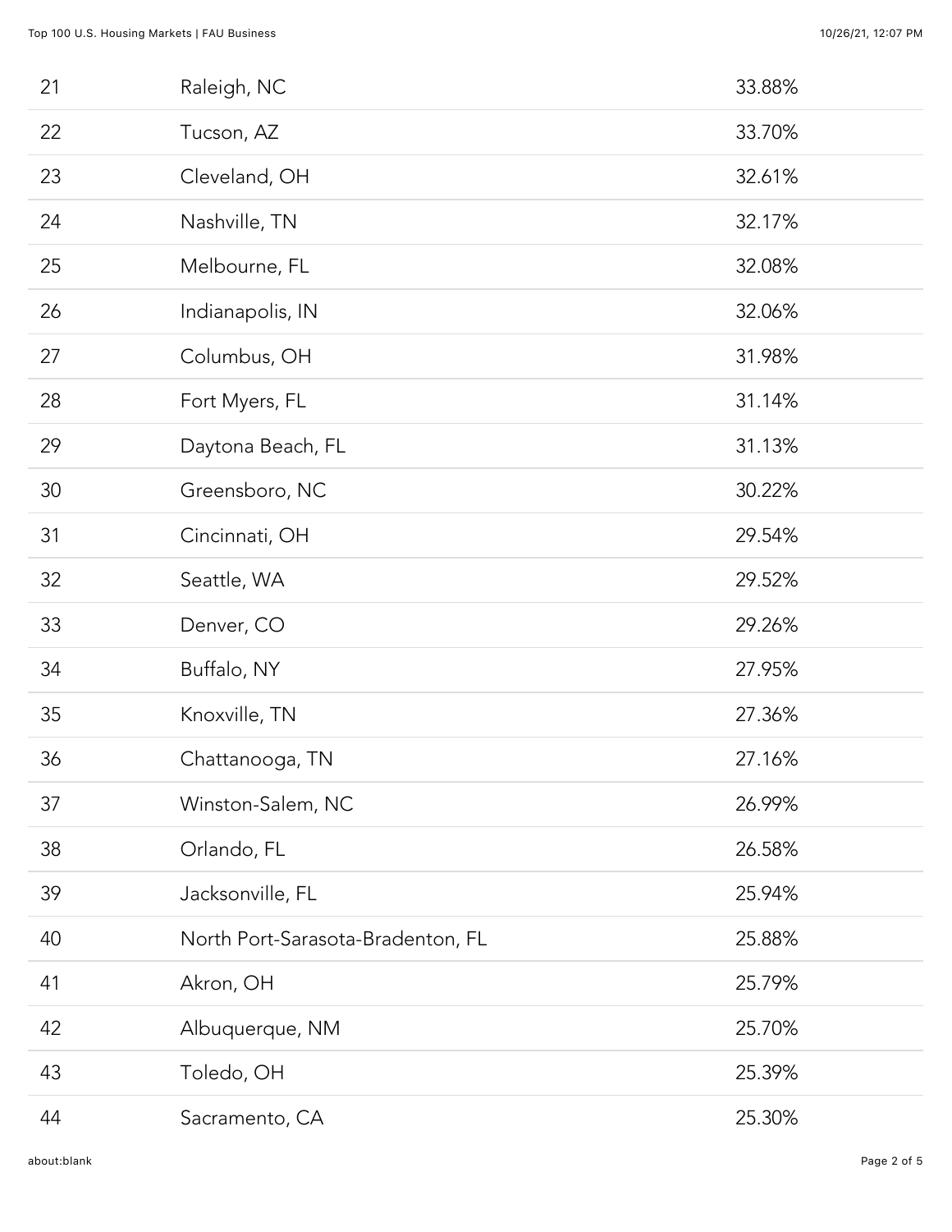| | | |
|---|---|---|
| 21 | Raleigh, NC | 33.88% |
| 22 | Tucson, AZ | 33.70% |
| 23 | Cleveland, OH | 32.61% |
| 24 | Nashville, TN | 32.17% |
| 25 | Melbourne, FL | 32.08% |
| 26 | Indianapolis, IN | 32.06% |
| 27 | Columbus, OH | 31.98% |
| 28 | Fort Myers, FL | 31.14% |
| 29 | Daytona Beach, FL | 31.13% |
| 30 | Greensboro, NC | 30.22% |
| 31 | Cincinnati, OH | 29.54% |
| 32 | Seattle, WA | 29.52% |
| 33 | Denver, CO | 29.26% |
| 34 | Buffalo, NY | 27.95% |
| 35 | Knoxville, TN | 27.36% |
| 36 | Chattanooga, TN | 27.16% |
| 37 | Winston-Salem, NC | 26.99% |
| 38 | Orlando, FL | 26.58% |
| 39 | Jacksonville, FL | 25.94% |
| 40 | North Port-Sarasota-Bradenton, FL | 25.88% |
| 41 | Akron, OH | 25.79% |
| 42 | Albuquerque, NM | 25.70% |
| 43 | Toledo, OH | 25.39% |
| 44 | Sacramento, CA | 25.30% |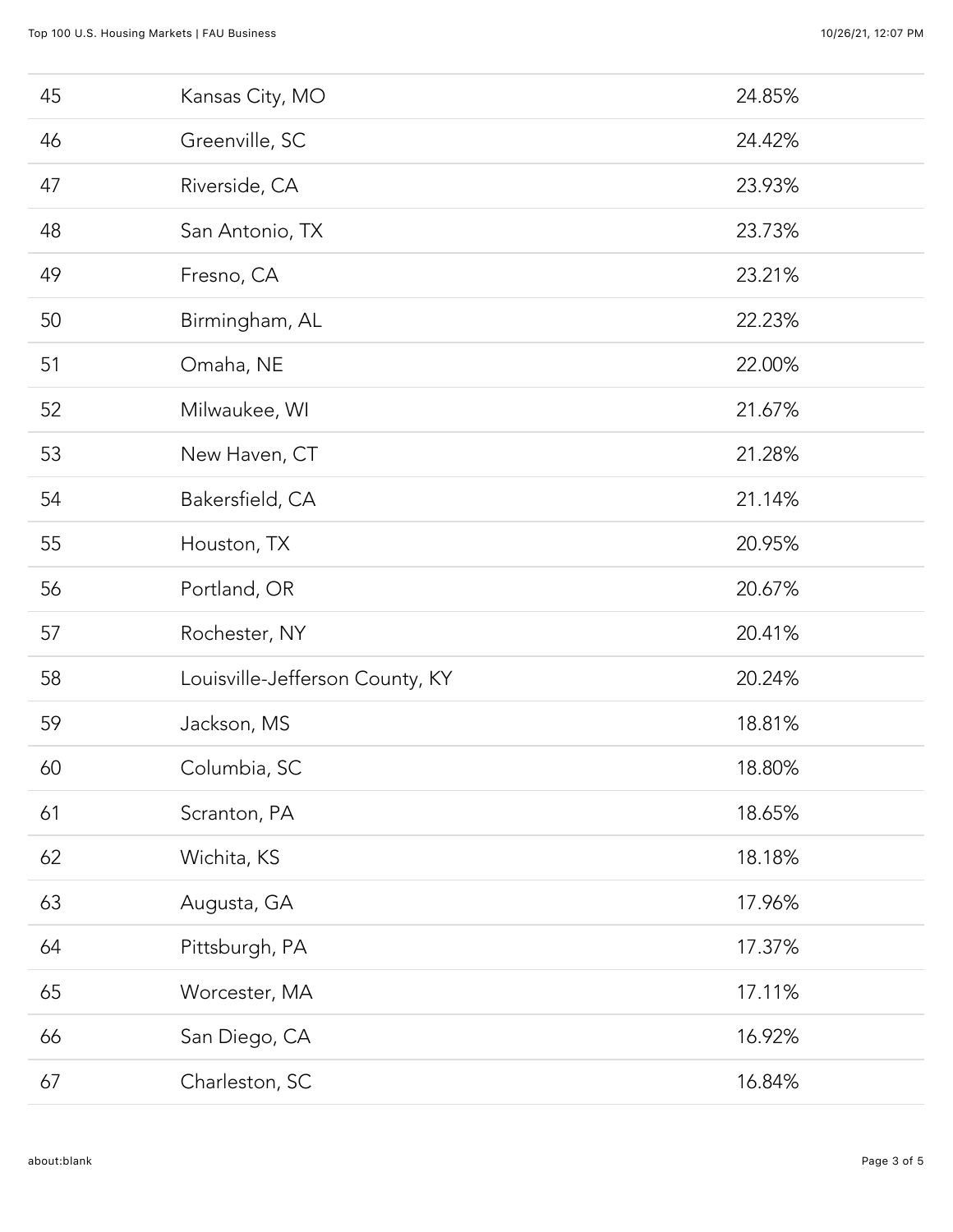| | | |
|---|---|---|
| 45 | Kansas City, MO | 24.85% |
| 46 | Greenville, SC | 24.42% |
| 47 | Riverside, CA | 23.93% |
| 48 | San Antonio, TX | 23.73% |
| 49 | Fresno, CA | 23.21% |
| 50 | Birmingham, AL | 22.23% |
| 51 | Omaha, NE | 22.00% |
| 52 | Milwaukee, WI | 21.67% |
| 53 | New Haven, CT | 21.28% |
| 54 | Bakersfield, CA | 21.14% |
| 55 | Houston, TX | 20.95% |
| 56 | Portland, OR | 20.67% |
| 57 | Rochester, NY | 20.41% |
| 58 | Louisville-Jefferson County, KY | 20.24% |
| 59 | Jackson, MS | 18.81% |
| 60 | Columbia, SC | 18.80% |
| 61 | Scranton, PA | 18.65% |
| 62 | Wichita, KS | 18.18% |
| 63 | Augusta, GA | 17.96% |
| 64 | Pittsburgh, PA | 17.37% |
| 65 | Worcester, MA | 17.11% |
| 66 | San Diego, CA | 16.92% |
| 67 | Charleston, SC | 16.84% |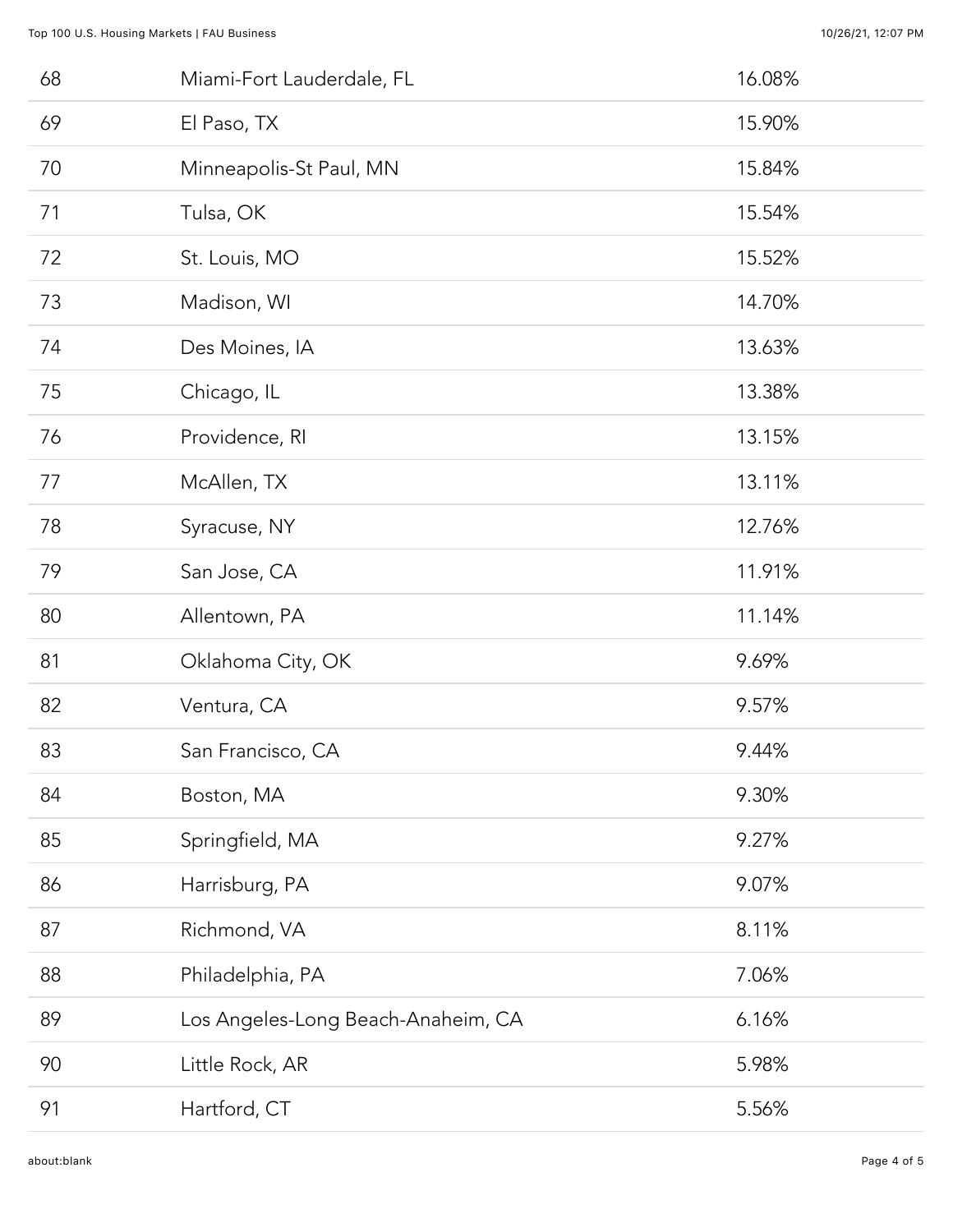| | | |
|---|---|---|
| 68 | Miami-Fort Lauderdale, FL | 16.08% |
| 69 | El Paso, TX | 15.90% |
| 70 | Minneapolis-St Paul, MN | 15.84% |
| 71 | Tulsa, OK | 15.54% |
| 72 | St. Louis, MO | 15.52% |
| 73 | Madison, WI | 14.70% |
| 74 | Des Moines, IA | 13.63% |
| 75 | Chicago, IL | 13.38% |
| 76 | Providence, RI | 13.15% |
| 77 | McAllen, TX | 13.11% |
| 78 | Syracuse, NY | 12.76% |
| 79 | San Jose, CA | 11.91% |
| 80 | Allentown, PA | 11.14% |
| 81 | Oklahoma City, OK | 9.69% |
| 82 | Ventura, CA | 9.57% |
| 83 | San Francisco, CA | 9.44% |
| 84 | Boston, MA | 9.30% |
| 85 | Springfield, MA | 9.27% |
| 86 | Harrisburg, PA | 9.07% |
| 87 | Richmond, VA | 8.11% |
| 88 | Philadelphia, PA | 7.06% |
| 89 | Los Angeles-Long Beach-Anaheim, CA | 6.16% |
| 90 | Little Rock, AR | 5.98% |
| 91 | Hartford, CT | 5.56% |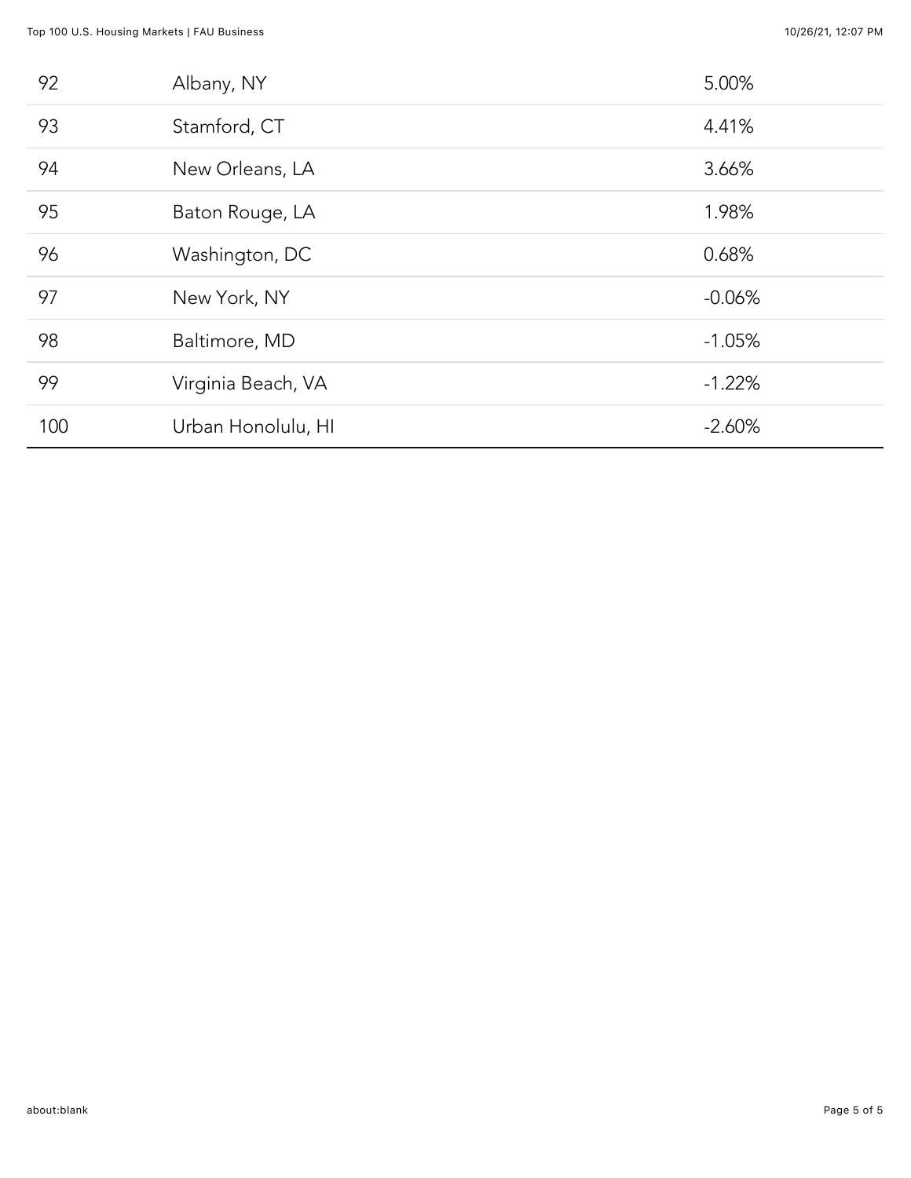| | | |
|---|---|---|
| 92 | Albany, NY | 5.00% |
| 93 | Stamford, CT | 4.41% |
| 94 | New Orleans, LA | 3.66% |
| 95 | Baton Rouge, LA | 1.98% |
| 96 | Washington, DC | 0.68% |
| 97 | New York, NY | -0.06% |
| 98 | Baltimore, MD | -1.05% |
| 99 | Virginia Beach, VA | -1.22% |
| 100 | Urban Honolulu, HI | -2.60% |